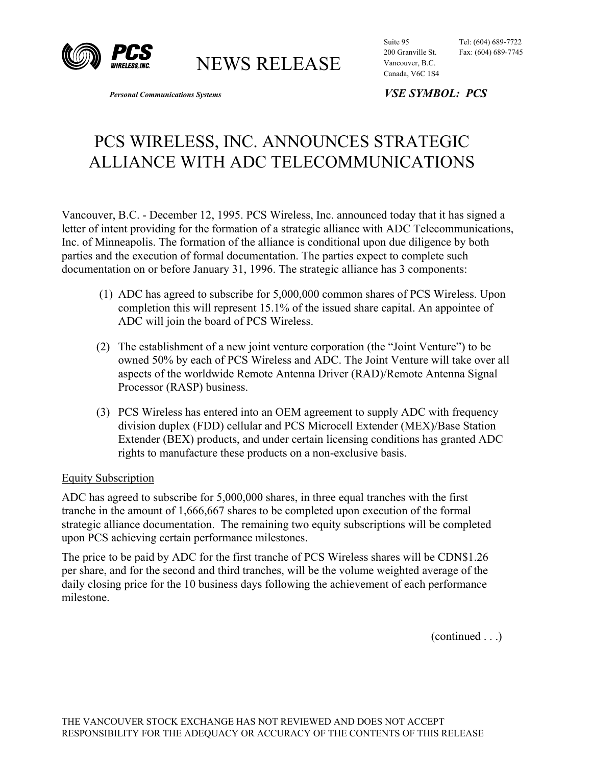**PCS WIRELESS, INC.**

# NEWS RELEASE

Suite 95
200 Granville St.
Vancouver, B.C.
Canada, V6C 1S4

Tel: (604) 689-7722
Fax: (604) 689-7745

*Personal Communications Systems*

***VSE SYMBOL: PCS***

## PCS WIRELESS, INC. ANNOUNCES STRATEGIC ALLIANCE WITH ADC TELECOMMUNICATIONS

Vancouver, B.C. - December 12, 1995. PCS Wireless, Inc. announced today that it has signed a letter of intent providing for the formation of a strategic alliance with ADC Telecommunications, Inc. of Minneapolis. The formation of the alliance is conditional upon due diligence by both parties and the execution of formal documentation. The parties expect to complete such documentation on or before January 31, 1996. The strategic alliance has 3 components:

(1) ADC has agreed to subscribe for 5,000,000 common shares of PCS Wireless. Upon completion this will represent 15.1% of the issued share capital. An appointee of ADC will join the board of PCS Wireless.

(2) The establishment of a new joint venture corporation (the "Joint Venture") to be owned 50% by each of PCS Wireless and ADC. The Joint Venture will take over all aspects of the worldwide Remote Antenna Driver (RAD)/Remote Antenna Signal Processor (RASP) business.

(3) PCS Wireless has entered into an OEM agreement to supply ADC with frequency division duplex (FDD) cellular and PCS Microcell Extender (MEX)/Base Station Extender (BEX) products, and under certain licensing conditions has granted ADC rights to manufacture these products on a non-exclusive basis.

<u>Equity Subscription</u>

ADC has agreed to subscribe for 5,000,000 shares, in three equal tranches with the first tranche in the amount of 1,666,667 shares to be completed upon execution of the formal strategic alliance documentation. The remaining two equity subscriptions will be completed upon PCS achieving certain performance milestones.

The price to be paid by ADC for the first tranche of PCS Wireless shares will be CDN$1.26 per share, and for the second and third tranches, will be the volume weighted average of the daily closing price for the 10 business days following the achievement of each performance milestone.

(continued . . .)

THE VANCOUVER STOCK EXCHANGE HAS NOT REVIEWED AND DOES NOT ACCEPT RESPONSIBILITY FOR THE ADEQUACY OR ACCURACY OF THE CONTENTS OF THIS RELEASE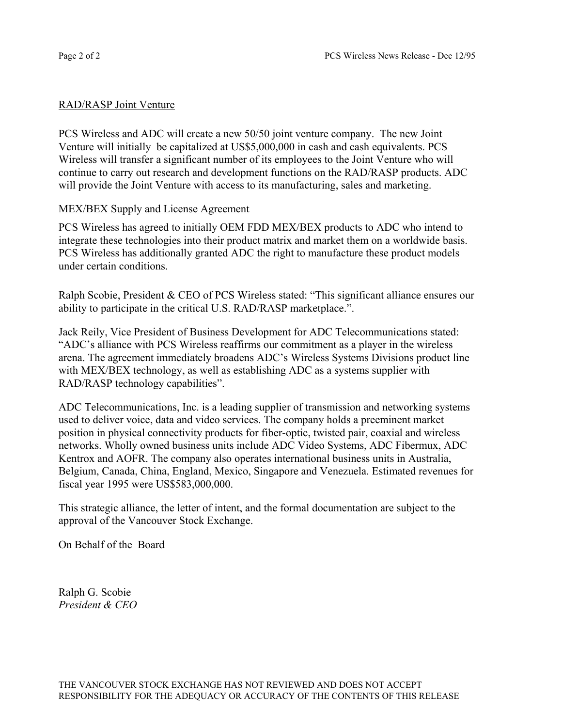<u>RAD/RASP Joint Venture</u>

PCS Wireless and ADC will create a new 50/50 joint venture company. The new Joint Venture will initially be capitalized at US$5,000,000 in cash and cash equivalents. PCS Wireless will transfer a significant number of its employees to the Joint Venture who will continue to carry out research and development functions on the RAD/RASP products. ADC will provide the Joint Venture with access to its manufacturing, sales and marketing.

<u>MEX/BEX Supply and License Agreement</u>

PCS Wireless has agreed to initially OEM FDD MEX/BEX products to ADC who intend to integrate these technologies into their product matrix and market them on a worldwide basis. PCS Wireless has additionally granted ADC the right to manufacture these product models under certain conditions.

Ralph Scobie, President & CEO of PCS Wireless stated: "This significant alliance ensures our ability to participate in the critical U.S. RAD/RASP marketplace.".

Jack Reily, Vice President of Business Development for ADC Telecommunications stated: "ADC's alliance with PCS Wireless reaffirms our commitment as a player in the wireless arena. The agreement immediately broadens ADC's Wireless Systems Divisions product line with MEX/BEX technology, as well as establishing ADC as a systems supplier with RAD/RASP technology capabilities".

ADC Telecommunications, Inc. is a leading supplier of transmission and networking systems used to deliver voice, data and video services. The company holds a preeminent market position in physical connectivity products for fiber-optic, twisted pair, coaxial and wireless networks. Wholly owned business units include ADC Video Systems, ADC Fibermux, ADC Kentrox and AOFR. The company also operates international business units in Australia, Belgium, Canada, China, England, Mexico, Singapore and Venezuela. Estimated revenues for fiscal year 1995 were US$583,000,000.

This strategic alliance, the letter of intent, and the formal documentation are subject to the approval of the Vancouver Stock Exchange.

On Behalf of the Board

Ralph G. Scobie
*President & CEO*

THE VANCOUVER STOCK EXCHANGE HAS NOT REVIEWED AND DOES NOT ACCEPT RESPONSIBILITY FOR THE ADEQUACY OR ACCURACY OF THE CONTENTS OF THIS RELEASE